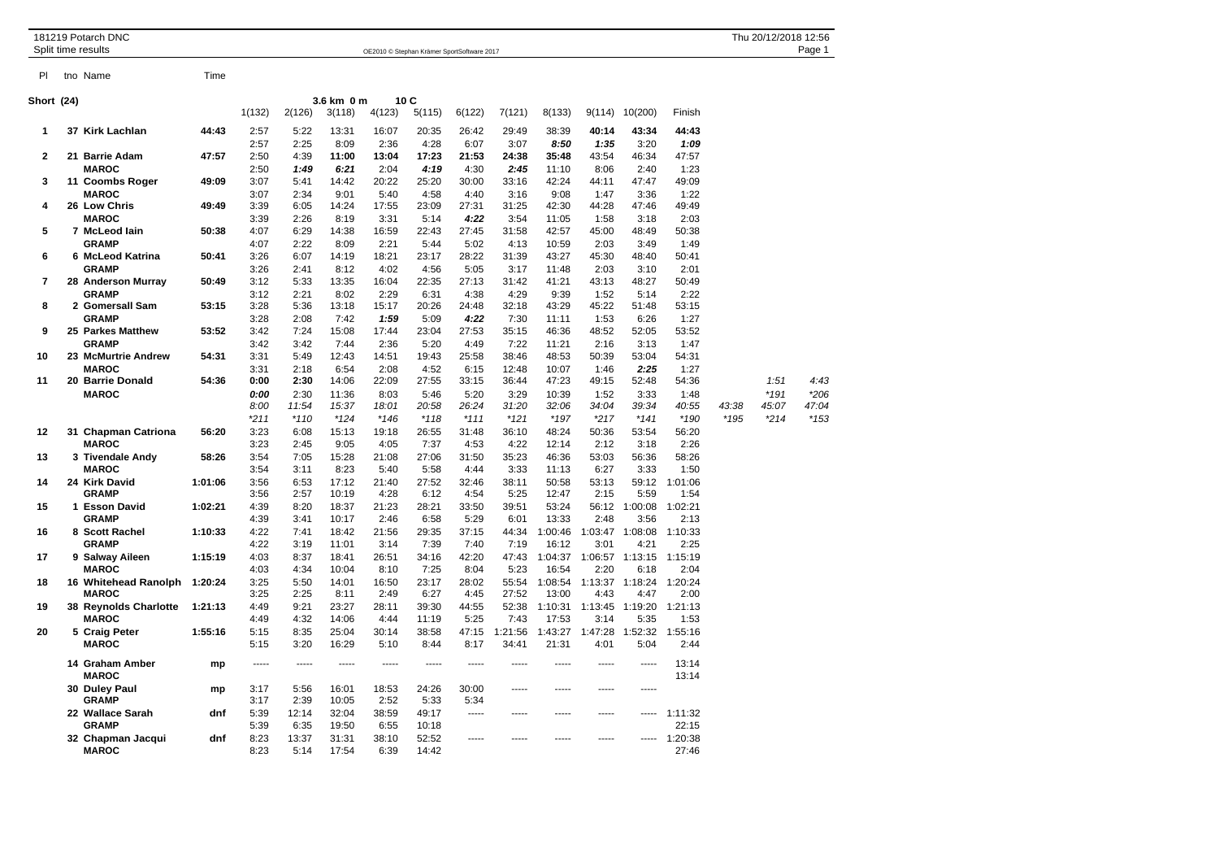181219 Potarch DNC
Split time results

OE2010 © Stephan Krämer SportSoftware 2017

## Short (24)

3.6 km 0 m, 10 C

| Pl | tno | Name | Time | 1(132) | 2(126) | 3(118) | 4(123) | 5(115) | 6(122) | 7(121) | 8(133) | 9(114) | 10(200) | Finish | | | |
|---|---|---|---|---|---|---|---|---|---|---|---|---|---|---|---|---|---|
| 1 | 37 | **Kirk Lachlan** | 44:43 | 2:57 | 5:22 | 13:31 | 16:07 | 20:35 | 26:42 | 29:49 | 38:39 | **40:14** | 43:34 | **44:43** | | | |
| | | | | 2:57 | 2:25 | 8:09 | 2:36 | 4:28 | 6:07 | 3:07 | ***8:50*** | ***1:35*** | 3:20 | ***1:09*** | | | |
| 2 | 21 | **Barrie Adam** | 47:57 | 2:50 | 4:39 | **11:00** | **13:04** | **17:23** | **21:53** | **24:38** | **35:48** | 43:54 | 46:34 | 47:57 | | | |
| | | **MAROC** | | 2:50 | ***1:49*** | ***6:21*** | 2:04 | ***4:19*** | 4:30 | ***2:45*** | 11:10 | 8:06 | 2:40 | 1:23 | | | |
| 3 | 11 | **Coombs Roger** | 49:09 | 3:07 | 5:41 | 14:42 | 20:22 | 25:20 | 30:00 | 33:16 | 42:24 | 44:11 | 47:47 | 49:09 | | | |
| | | **MAROC** | | 3:07 | 2:34 | 9:01 | 5:40 | 4:58 | 4:40 | 3:16 | 9:08 | 1:47 | 3:36 | 1:22 | | | |
| 4 | 26 | **Low Chris** | 49:49 | 3:39 | 6:05 | 14:24 | 17:55 | 23:09 | 27:31 | 31:25 | 42:30 | 44:28 | 47:46 | 49:49 | | | |
| | | **MAROC** | | 3:39 | 2:26 | 8:19 | 3:31 | 5:14 | ***4:22*** | 3:54 | 11:05 | 1:58 | 3:18 | 2:03 | | | |
| 5 | 7 | **McLeod Iain** | 50:38 | 4:07 | 6:29 | 14:38 | 16:59 | 22:43 | 27:45 | 31:58 | 42:57 | 45:00 | 48:49 | 50:38 | | | |
| | | **GRAMP** | | 4:07 | 2:22 | 8:09 | 2:21 | 5:44 | 5:02 | 4:13 | 10:59 | 2:03 | 3:49 | 1:49 | | | |
| 6 | 6 | **McLeod Katrina** | 50:41 | 3:26 | 6:07 | 14:19 | 18:21 | 23:17 | 28:22 | 31:39 | 43:27 | 45:30 | 48:40 | 50:41 | | | |
| | | **GRAMP** | | 3:26 | 2:41 | 8:12 | 4:02 | 4:56 | 5:05 | 3:17 | 11:48 | 2:03 | 3:10 | 2:01 | | | |
| 7 | 28 | **Anderson Murray** | 50:49 | 3:12 | 5:33 | 13:35 | 16:04 | 22:35 | 27:13 | 31:42 | 41:21 | 43:13 | 48:27 | 50:49 | | | |
| | | **GRAMP** | | 3:12 | 2:21 | 8:02 | 2:29 | 6:31 | 4:38 | 4:29 | 9:39 | 1:52 | 5:14 | 2:22 | | | |
| 8 | 2 | **Gomersall Sam** | 53:15 | 3:28 | 5:36 | 13:18 | 15:17 | 20:26 | 24:48 | 32:18 | 43:29 | 45:22 | 51:48 | 53:15 | | | |
| | | **GRAMP** | | 3:28 | 2:08 | 7:42 | ***1:59*** | 5:09 | ***4:22*** | 7:30 | 11:11 | 1:53 | 6:26 | 1:27 | | | |
| 9 | 25 | **Parkes Matthew** | 53:52 | 3:42 | 7:24 | 15:08 | 17:44 | 23:04 | 27:53 | 35:15 | 46:36 | 48:52 | 52:05 | 53:52 | | | |
| | | **GRAMP** | | 3:42 | 3:42 | 7:44 | 2:36 | 5:20 | 4:49 | 7:22 | 11:21 | 2:16 | 3:13 | 1:47 | | | |
| 10 | 23 | **McMurtrie Andrew** | 54:31 | 3:31 | 5:49 | 12:43 | 14:51 | 19:43 | 25:58 | 38:46 | 48:53 | 50:39 | 53:04 | 54:31 | | | |
| | | **MAROC** | | 3:31 | 2:18 | 6:54 | 2:08 | 4:52 | 6:15 | 12:48 | 10:07 | 1:46 | ***2:25*** | 1:27 | | | |
| 11 | 20 | **Barrie Donald** | 54:36 | **0:00** | **2:30** | 14:06 | 22:09 | 27:55 | 33:15 | 36:44 | 47:23 | 49:15 | 52:48 | 54:36 | | *1:51* | *4:43* |
| | | **MAROC** | | ***0:00*** | 2:30 | 11:36 | 8:03 | 5:46 | 5:20 | 3:29 | 10:39 | 1:52 | 3:33 | 1:48 | | *\*191* | *\*206* |
| | | | | *8:00* | *11:54* | *15:37* | *18:01* | *20:58* | *26:24* | *31:20* | *32:06* | *34:04* | *39:34* | *40:55* | *43:38* | *45:07* | *47:04* |
| | | | | *\*211* | *\*110* | *\*124* | *\*146* | *\*118* | *\*111* | *\*121* | *\*197* | *\*217* | *\*141* | *\*190* | *\*195* | *\*214* | *\*153* |
| 12 | 31 | **Chapman Catriona** | 56:20 | 3:23 | 6:08 | 15:13 | 19:18 | 26:55 | 31:48 | 36:10 | 48:24 | 50:36 | 53:54 | 56:20 | | | |
| | | **MAROC** | | 3:23 | 2:45 | 9:05 | 4:05 | 7:37 | 4:53 | 4:22 | 12:14 | 2:12 | 3:18 | 2:26 | | | |
| 13 | 3 | **Tivendale Andy** | 58:26 | 3:54 | 7:05 | 15:28 | 21:08 | 27:06 | 31:50 | 35:23 | 46:36 | 53:03 | 56:36 | 58:26 | | | |
| | | **MAROC** | | 3:54 | 3:11 | 8:23 | 5:40 | 5:58 | 4:44 | 3:33 | 11:13 | 6:27 | 3:33 | 1:50 | | | |
| 14 | 24 | **Kirk David** | 1:01:06 | 3:56 | 6:53 | 17:12 | 21:40 | 27:52 | 32:46 | 38:11 | 50:58 | 53:13 | 59:12 | 1:01:06 | | | |
| | | **GRAMP** | | 3:56 | 2:57 | 10:19 | 4:28 | 6:12 | 4:54 | 5:25 | 12:47 | 2:15 | 5:59 | 1:54 | | | |
| 15 | 1 | **Esson David** | 1:02:21 | 4:39 | 8:20 | 18:37 | 21:23 | 28:21 | 33:50 | 39:51 | 53:24 | 56:12 | 1:00:08 | 1:02:21 | | | |
| | | **GRAMP** | | 4:39 | 3:41 | 10:17 | 2:46 | 6:58 | 5:29 | 6:01 | 13:33 | 2:48 | 3:56 | 2:13 | | | |
| 16 | 8 | **Scott Rachel** | 1:10:33 | 4:22 | 7:41 | 18:42 | 21:56 | 29:35 | 37:15 | 44:34 | 1:00:46 | 1:03:47 | 1:08:08 | 1:10:33 | | | |
| | | **GRAMP** | | 4:22 | 3:19 | 11:01 | 3:14 | 7:39 | 7:40 | 7:19 | 16:12 | 3:01 | 4:21 | 2:25 | | | |
| 17 | 9 | **Salway Aileen** | 1:15:19 | 4:03 | 8:37 | 18:41 | 26:51 | 34:16 | 42:20 | 47:43 | 1:04:37 | 1:06:57 | 1:13:15 | 1:15:19 | | | |
| | | **MAROC** | | 4:03 | 4:34 | 10:04 | 8:10 | 7:25 | 8:04 | 5:23 | 16:54 | 2:20 | 6:18 | 2:04 | | | |
| 18 | 16 | **Whitehead Ranolph** | 1:20:24 | 3:25 | 5:50 | 14:01 | 16:50 | 23:17 | 28:02 | 55:54 | 1:08:54 | 1:13:37 | 1:18:24 | 1:20:24 | | | |
| | | **MAROC** | | 3:25 | 2:25 | 8:11 | 2:49 | 6:27 | 4:45 | 27:52 | 13:00 | 4:43 | 4:47 | 2:00 | | | |
| 19 | 38 | **Reynolds Charlotte** | 1:21:13 | 4:49 | 9:21 | 23:27 | 28:11 | 39:30 | 44:55 | 52:38 | 1:10:31 | 1:13:45 | 1:19:20 | 1:21:13 | | | |
| | | **MAROC** | | 4:49 | 4:32 | 14:06 | 4:44 | 11:19 | 5:25 | 7:43 | 17:53 | 3:14 | 5:35 | 1:53 | | | |
| 20 | 5 | **Craig Peter** | 1:55:16 | 5:15 | 8:35 | 25:04 | 30:14 | 38:58 | 47:15 | 1:21:56 | 1:43:27 | 1:47:28 | 1:52:32 | 1:55:16 | | | |
| | | **MAROC** | | 5:15 | 3:20 | 16:29 | 5:10 | 8:44 | 8:17 | 34:41 | 21:31 | 4:01 | 5:04 | 2:44 | | | |
| | 14 | **Graham Amber** | mp | ----- | ----- | ----- | ----- | ----- | ----- | ----- | ----- | ----- | ----- | 13:14 | | | |
| | | **MAROC** | | | | | | | | | | | | 13:14 | | | |
| | 30 | **Duley Paul** | mp | 3:17 | 5:56 | 16:01 | 18:53 | 24:26 | 30:00 | ----- | ----- | ----- | ----- | | | | |
| | | **GRAMP** | | 3:17 | 2:39 | 10:05 | 2:52 | 5:33 | 5:34 | | | | | | | | |
| | 22 | **Wallace Sarah** | dnf | 5:39 | 12:14 | 32:04 | 38:59 | 49:17 | ----- | ----- | ----- | ----- | ----- | 1:11:32 | | | |
| | | **GRAMP** | | 5:39 | 6:35 | 19:50 | 6:55 | 10:18 | | | | | | 22:15 | | | |
| | 32 | **Chapman Jacqui** | dnf | 8:23 | 13:37 | 31:31 | 38:10 | 52:52 | ----- | ----- | ----- | ----- | ----- | 1:20:38 | | | |
| | | **MAROC** | | 8:23 | 5:14 | 17:54 | 6:39 | 14:42 | | | | | | 27:46 | | | |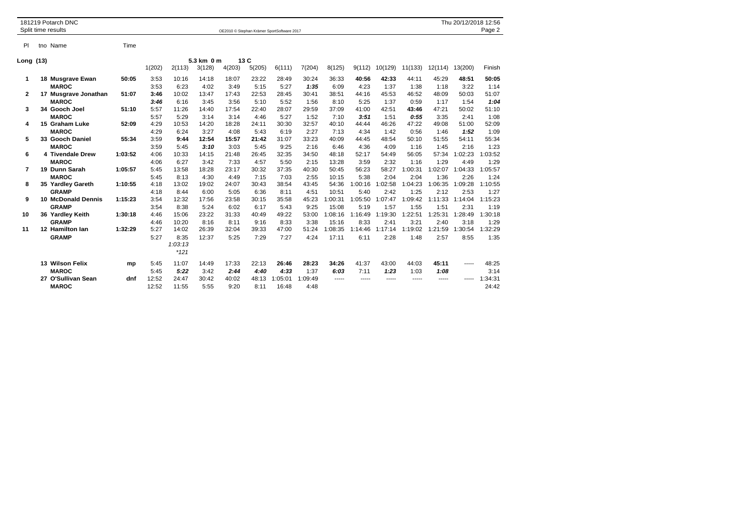181219 Potarch DNC
Split time results

OE2010 © Stephan Krämer SportSoftware 2017

**Long (13)** — 5.3 km 0 m — 13 C

| Pl | tno Name | Time | 1(202) | 2(113) | 3(128) | 4(203) | 5(205) | 6(111) | 7(204) | 8(125) | 9(112) | 10(129) | 11(133) | 12(114) | 13(200) | Finish |
|---|---|---|---|---|---|---|---|---|---|---|---|---|---|---|---|---|
| **1** | **18 Musgrave Ewan** | **50:05** | 3:53 | 10:16 | 14:18 | 18:07 | 23:22 | 28:49 | 30:24 | 36:33 | **40:56** | **42:33** | 44:11 | 45:29 | **48:51** | 50:05 |
| | **MAROC** | | 3:53 | 6:23 | 4:02 | 3:49 | 5:15 | 5:27 | ***1:35*** | 6:09 | 4:23 | 1:37 | 1:38 | 1:18 | 3:22 | 1:14 |
| **2** | **17 Musgrave Jonathan** | **51:07** | **3:46** | 10:02 | 13:47 | 17:43 | 22:53 | 28:45 | 30:41 | 38:51 | 44:16 | 45:53 | 46:52 | 48:09 | 50:03 | 51:07 |
| | **MAROC** | | ***3:46*** | 6:16 | 3:45 | 3:56 | 5:10 | 5:52 | 1:56 | 8:10 | 5:25 | 1:37 | 0:59 | 1:17 | 1:54 | ***1:04*** |
| **3** | **34 Gooch Joel** | **51:10** | 5:57 | 11:26 | 14:40 | 17:54 | 22:40 | 28:07 | 29:59 | 37:09 | 41:00 | 42:51 | **43:46** | 47:21 | 50:02 | 51:10 |
| | **MAROC** | | 5:57 | 5:29 | 3:14 | 3:14 | 4:46 | 5:27 | 1:52 | 7:10 | ***3:51*** | 1:51 | ***0:55*** | 3:35 | 2:41 | 1:08 |
| **4** | **15 Graham Luke** | **52:09** | 4:29 | 10:53 | 14:20 | 18:28 | 24:11 | 30:30 | 32:57 | 40:10 | 44:44 | 46:26 | 47:22 | 49:08 | 51:00 | 52:09 |
| | **MAROC** | | 4:29 | 6:24 | 3:27 | 4:08 | 5:43 | 6:19 | 2:27 | 7:13 | 4:34 | 1:42 | 0:56 | 1:46 | ***1:52*** | 1:09 |
| **5** | **33 Gooch Daniel** | **55:34** | 3:59 | **9:44** | **12:54** | **15:57** | **21:42** | 31:07 | 33:23 | 40:09 | 44:45 | 48:54 | 50:10 | 51:55 | 54:11 | 55:34 |
| | **MAROC** | | 3:59 | 5:45 | ***3:10*** | 3:03 | 5:45 | 9:25 | 2:16 | 6:46 | 4:36 | 4:09 | 1:16 | 1:45 | 2:16 | 1:23 |
| **6** | **4 Tivendale Drew** | **1:03:52** | 4:06 | 10:33 | 14:15 | 21:48 | 26:45 | 32:35 | 34:50 | 48:18 | 52:17 | 54:49 | 56:05 | 57:34 | 1:02:23 | 1:03:52 |
| | **MAROC** | | 4:06 | 6:27 | 3:42 | 7:33 | 4:57 | 5:50 | 2:15 | 13:28 | 3:59 | 2:32 | 1:16 | 1:29 | 4:49 | 1:29 |
| **7** | **19 Dunn Sarah** | **1:05:57** | 5:45 | 13:58 | 18:28 | 23:17 | 30:32 | 37:35 | 40:30 | 50:45 | 56:23 | 58:27 | 1:00:31 | 1:02:07 | 1:04:33 | 1:05:57 |
| | **MAROC** | | 5:45 | 8:13 | 4:30 | 4:49 | 7:15 | 7:03 | 2:55 | 10:15 | 5:38 | 2:04 | 2:04 | 1:36 | 2:26 | 1:24 |
| **8** | **35 Yardley Gareth** | **1:10:55** | 4:18 | 13:02 | 19:02 | 24:07 | 30:43 | 38:54 | 43:45 | 54:36 | 1:00:16 | 1:02:58 | 1:04:23 | 1:06:35 | 1:09:28 | 1:10:55 |
| | **GRAMP** | | 4:18 | 8:44 | 6:00 | 5:05 | 6:36 | 8:11 | 4:51 | 10:51 | 5:40 | 2:42 | 1:25 | 2:12 | 2:53 | 1:27 |
| **9** | **10 McDonald Dennis** | **1:15:23** | 3:54 | 12:32 | 17:56 | 23:58 | 30:15 | 35:58 | 45:23 | 1:00:31 | 1:05:50 | 1:07:47 | 1:09:42 | 1:11:33 | 1:14:04 | 1:15:23 |
| | **GRAMP** | | 3:54 | 8:38 | 5:24 | 6:02 | 6:17 | 5:43 | 9:25 | 15:08 | 5:19 | 1:57 | 1:55 | 1:51 | 2:31 | 1:19 |
| **10** | **36 Yardley Keith** | **1:30:18** | 4:46 | 15:06 | 23:22 | 31:33 | 40:49 | 49:22 | 53:00 | 1:08:16 | 1:16:49 | 1:19:30 | 1:22:51 | 1:25:31 | 1:28:49 | 1:30:18 |
| | **GRAMP** | | 4:46 | 10:20 | 8:16 | 8:11 | 9:16 | 8:33 | 3:38 | 15:16 | 8:33 | 2:41 | 3:21 | 2:40 | 3:18 | 1:29 |
| **11** | **12 Hamilton Ian** | **1:32:29** | 5:27 | 14:02 | 26:39 | 32:04 | 39:33 | 47:00 | 51:24 | 1:08:35 | 1:14:46 | 1:17:14 | 1:19:02 | 1:21:59 | 1:30:54 | 1:32:29 |
| | **GRAMP** | | 5:27 | 8:35 | 12:37 | 5:25 | 7:29 | 7:27 | 4:24 | 17:11 | 6:11 | 2:28 | 1:48 | 2:57 | 8:55 | 1:35 |
| | | | | *1:03:13* | | | | | | | | | | | | |
| | | | | *\*121* | | | | | | | | | | | | |
| | **13 Wilson Felix** | **mp** | 5:45 | 11:07 | 14:49 | 17:33 | 22:13 | **26:46** | **28:23** | **34:26** | 41:37 | 43:00 | 44:03 | **45:11** | ----- | 48:25 |
| | **MAROC** | | 5:45 | ***5:22*** | 3:42 | ***2:44*** | ***4:40*** | ***4:33*** | 1:37 | ***6:03*** | 7:11 | ***1:23*** | 1:03 | ***1:08*** | | 3:14 |
| | **27 O'Sullivan Sean** | **dnf** | 12:52 | 24:47 | 30:42 | 40:02 | 48:13 | 1:05:01 | 1:09:49 | ----- | ----- | ----- | ----- | ----- | ----- | 1:34:31 |
| | **MAROC** | | 12:52 | 11:55 | 5:55 | 9:20 | 8:11 | 16:48 | 4:48 | | | | | | | 24:42 |